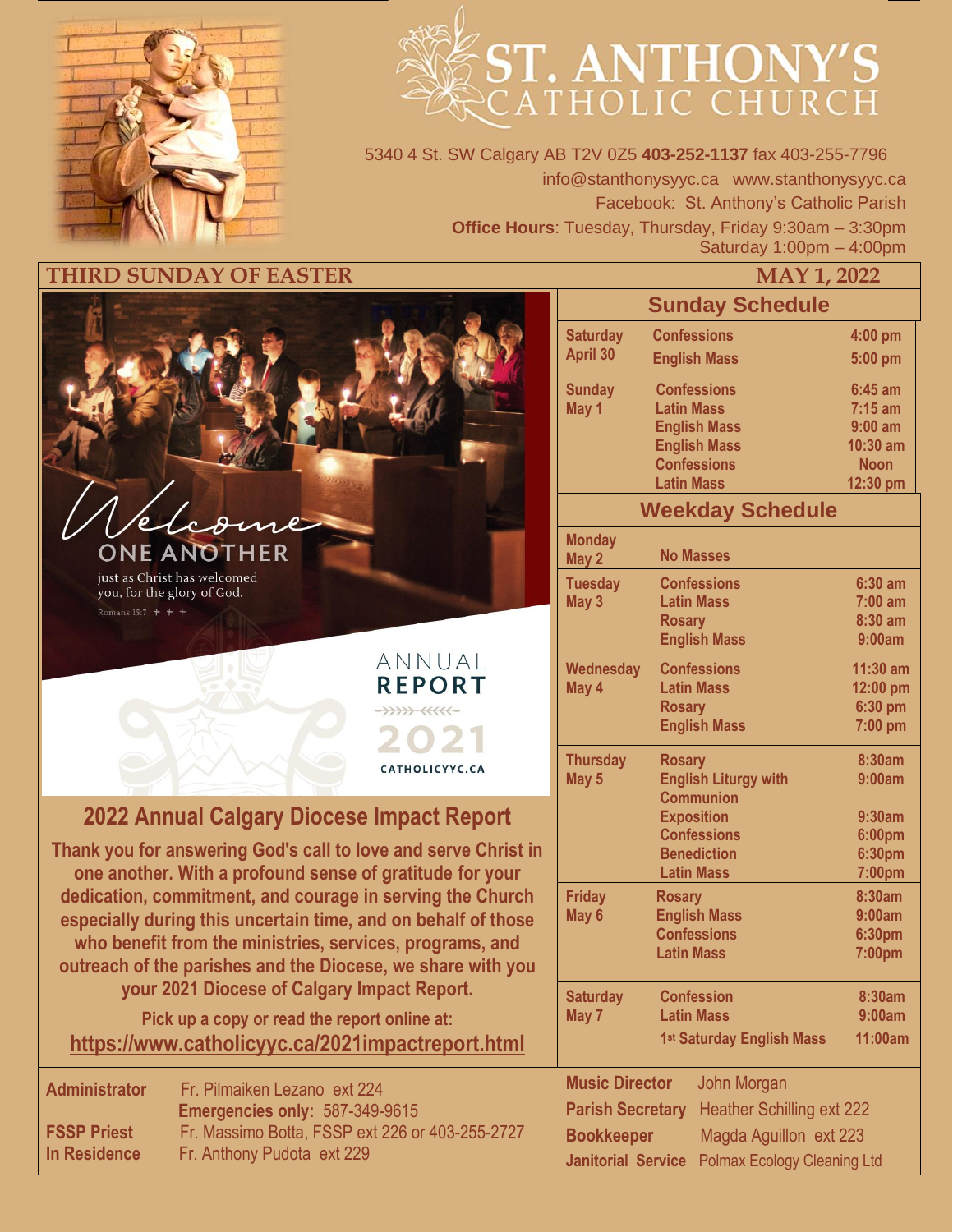# ST. ANTHONY'S CATHOLIC CHURCH

5340 4 St. SW Calgary AB T2V 0Z5 **403-252-1137** fax 403-255-7796
info@stanthonysyyc.ca www.stanthonysyyc.ca
Facebook: St. Anthony's Catholic Parish
**Office Hours**: Tuesday, Thursday, Friday 9:30am – 3:30pm
Saturday 1:00pm – 4:00pm

**THIRD SUNDAY OF EASTER** **MAY 1, 2022**

Welcome ONE ANOTHER just as Christ has welcomed you, for the glory of God. Romans 15:7

ANNUAL REPORT 2021 CATHOLICYYC.CA

## 2022 Annual Calgary Diocese Impact Report

**Thank you for answering God's call to love and serve Christ in one another. With a profound sense of gratitude for your dedication, commitment, and courage in serving the Church especially during this uncertain time, and on behalf of those who benefit from the ministries, services, programs, and outreach of the parishes and the Diocese, we share with you your 2021 Diocese of Calgary Impact Report.**

**Pick up a copy or read the report online at:**
**https://www.catholicyyc.ca/2021impactreport.html**

## Sunday Schedule

| Day | Service | Time |
|---|---|---|
| Saturday April 30 | Confessions | 4:00 pm |
| | English Mass | 5:00 pm |
| Sunday May 1 | Confessions | 6:45 am |
| | Latin Mass | 7:15 am |
| | English Mass | 9:00 am |
| | English Mass | 10:30 am |
| | Confessions | Noon |
| | Latin Mass | 12:30 pm |

## Weekday Schedule

| Day | Service | Time |
|---|---|---|
| Monday May 2 | No Masses | |
| Tuesday May 3 | Confessions | 6:30 am |
| | Latin Mass | 7:00 am |
| | Rosary | 8:30 am |
| | English Mass | 9:00am |
| Wednesday May 4 | Confessions | 11:30 am |
| | Latin Mass | 12:00 pm |
| | Rosary | 6:30 pm |
| | English Mass | 7:00 pm |
| Thursday May 5 | Rosary | 8:30am |
| | English Liturgy with Communion | 9:00am |
| | Exposition | 9:30am |
| | Confessions | 6:00pm |
| | Benediction | 6:30pm |
| | Latin Mass | 7:00pm |
| Friday May 6 | Rosary | 8:30am |
| | English Mass | 9:00am |
| | Confessions | 6:30pm |
| | Latin Mass | 7:00pm |
| Saturday May 7 | Confession | 8:30am |
| | Latin Mass | 9:00am |
| | 1st Saturday English Mass | 11:00am |

**Administrator** Fr. Pilmaiken Lezano ext 224
**Emergencies only:** 587-349-9615
**FSSP Priest** Fr. Massimo Botta, FSSP ext 226 or 403-255-2727
**In Residence** Fr. Anthony Pudota ext 229

**Music Director** John Morgan
**Parish Secretary** Heather Schilling ext 222
**Bookkeeper** Magda Aguillon ext 223
**Janitorial Service** Polmax Ecology Cleaning Ltd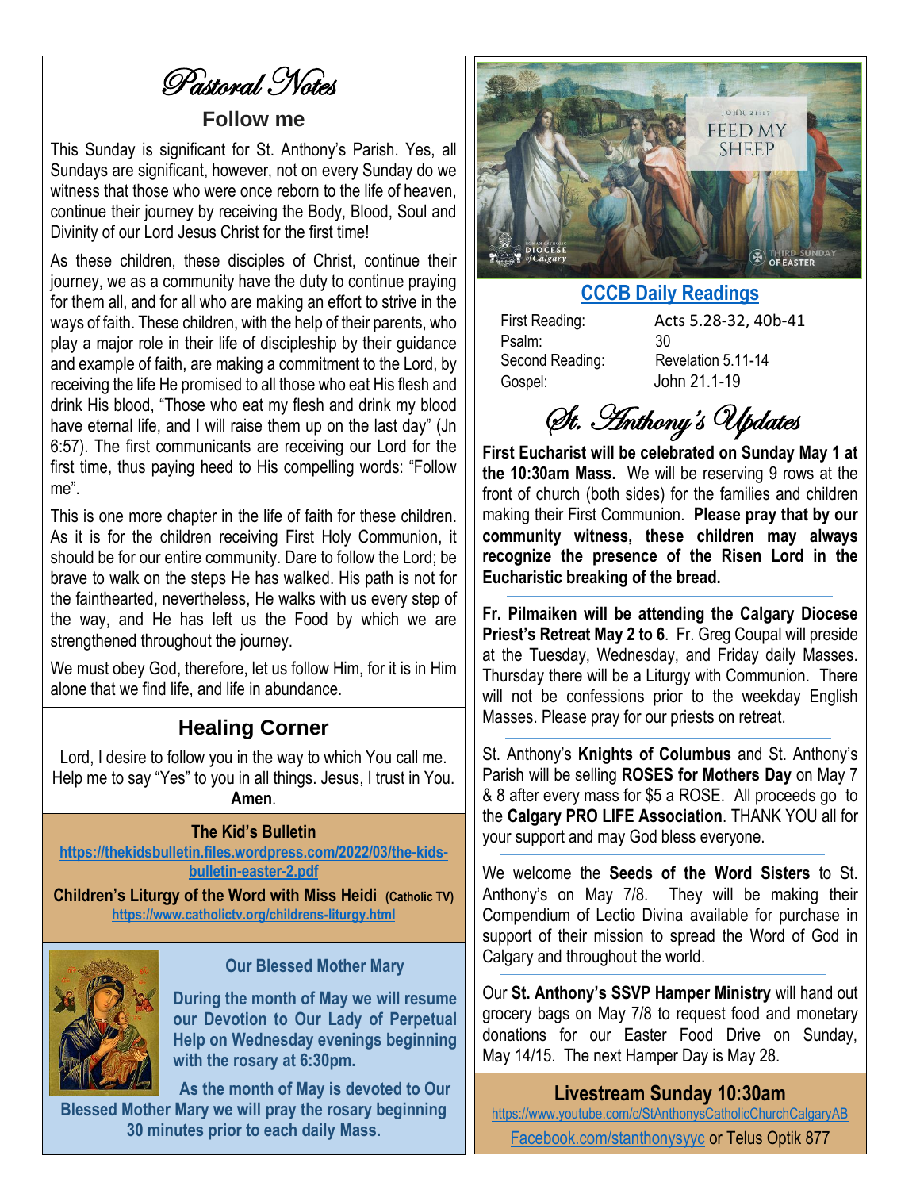# Pastoral Notes

## Follow me

This Sunday is significant for St. Anthony's Parish. Yes, all Sundays are significant, however, not on every Sunday do we witness that those who were once reborn to the life of heaven, continue their journey by receiving the Body, Blood, Soul and Divinity of our Lord Jesus Christ for the first time!

As these children, these disciples of Christ, continue their journey, we as a community have the duty to continue praying for them all, and for all who are making an effort to strive in the ways of faith. These children, with the help of their parents, who play a major role in their life of discipleship by their guidance and example of faith, are making a commitment to the Lord, by receiving the life He promised to all those who eat His flesh and drink His blood, "Those who eat my flesh and drink my blood have eternal life, and I will raise them up on the last day" (Jn 6:57). The first communicants are receiving our Lord for the first time, thus paying heed to His compelling words: "Follow me".

This is one more chapter in the life of faith for these children. As it is for the children receiving First Holy Communion, it should be for our entire community. Dare to follow the Lord; be brave to walk on the steps He has walked. His path is not for the fainthearted, nevertheless, He walks with us every step of the way, and He has left us the Food by which we are strengthened throughout the journey.

We must obey God, therefore, let us follow Him, for it is in Him alone that we find life, and life in abundance.

## Healing Corner

Lord, I desire to follow you in the way to which You call me. Help me to say "Yes" to you in all things. Jesus, I trust in You. **Amen**.

**The Kid's Bulletin**
https://thekidsbulletin.files.wordpress.com/2022/03/the-kids-bulletin-easter-2.pdf

**Children's Liturgy of the Word with Miss Heidi (Catholic TV)**
https://www.catholictv.org/childrens-liturgy.html

### Our Blessed Mother Mary

**During the month of May we will resume our Devotion to Our Lady of Perpetual Help on Wednesday evenings beginning with the rosary at 6:30pm.**

**As the month of May is devoted to Our Blessed Mother Mary we will pray the rosary beginning 30 minutes prior to each daily Mass.**

## CCCB Daily Readings

| | |
|---|---|
| First Reading: | Acts 5.28-32, 40b-41 |
| Psalm: | 30 |
| Second Reading: | Revelation 5.11-14 |
| Gospel: | John 21.1-19 |

# St. Anthony's Updates

**First Eucharist will be celebrated on Sunday May 1 at the 10:30am Mass.** We will be reserving 9 rows at the front of church (both sides) for the families and children making their First Communion. **Please pray that by our community witness, these children may always recognize the presence of the Risen Lord in the Eucharistic breaking of the bread.**

**Fr. Pilmaiken will be attending the Calgary Diocese Priest's Retreat May 2 to 6**. Fr. Greg Coupal will preside at the Tuesday, Wednesday, and Friday daily Masses. Thursday there will be a Liturgy with Communion. There will not be confessions prior to the weekday English Masses. Please pray for our priests on retreat.

St. Anthony's **Knights of Columbus** and St. Anthony's Parish will be selling **ROSES for Mothers Day** on May 7 & 8 after every mass for $5 a ROSE. All proceeds go to the **Calgary PRO LIFE Association**. THANK YOU all for your support and may God bless everyone.

We welcome the **Seeds of the Word Sisters** to St. Anthony's on May 7/8. They will be making their Compendium of Lectio Divina available for purchase in support of their mission to spread the Word of God in Calgary and throughout the world.

Our **St. Anthony's SSVP Hamper Ministry** will hand out grocery bags on May 7/8 to request food and monetary donations for our Easter Food Drive on Sunday, May 14/15. The next Hamper Day is May 28.

**Livestream Sunday 10:30am**
https://www.youtube.com/c/StAnthonysCatholicChurchCalgaryAB
Facebook.com/stanthonysyyc or Telus Optik 877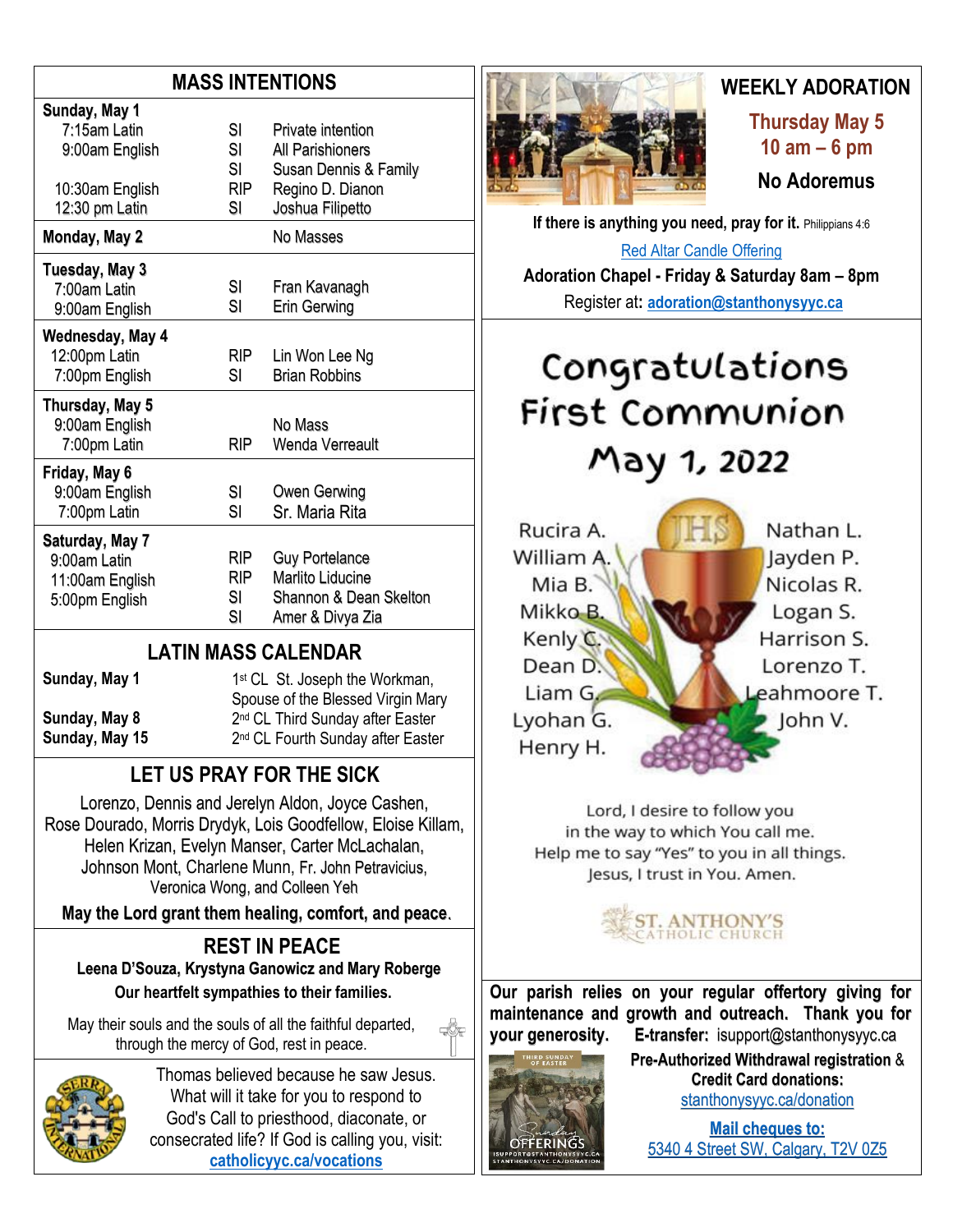## MASS INTENTIONS

| | | |
|---|---|---|
| **Sunday, May 1** | | |
| 7:15am Latin | SI | Private intention |
| 9:00am English | SI | All Parishioners |
| | SI | Susan Dennis & Family |
| 10:30am English | RIP | Regino D. Dianon |
| 12:30 pm Latin | SI | Joshua Filipetto |
| **Monday, May 2** | | No Masses |
| **Tuesday, May 3** | | |
| 7:00am Latin | SI | Fran Kavanagh |
| 9:00am English | SI | Erin Gerwing |
| **Wednesday, May 4** | | |
| 12:00pm Latin | RIP | Lin Won Lee Ng |
| 7:00pm English | SI | Brian Robbins |
| **Thursday, May 5** | | |
| 9:00am English | | No Mass |
| 7:00pm Latin | RIP | Wenda Verreault |
| **Friday, May 6** | | |
| 9:00am English | SI | Owen Gerwing |
| 7:00pm Latin | SI | Sr. Maria Rita |
| **Saturday, May 7** | | |
| 9:00am Latin | RIP | Guy Portelance |
| 11:00am English | RIP | Marlito Liducine |
| 5:00pm English | SI | Shannon & Dean Skelton |
| | SI | Amer & Divya Zia |

## LATIN MASS CALENDAR

| | |
|---|---|
| **Sunday, May 1** | 1st CL St. Joseph the Workman, Spouse of the Blessed Virgin Mary |
| **Sunday, May 8** | 2nd CL Third Sunday after Easter |
| **Sunday, May 15** | 2nd CL Fourth Sunday after Easter |

## LET US PRAY FOR THE SICK

Lorenzo, Dennis and Jerelyn Aldon, Joyce Cashen, Rose Dourado, Morris Drydyk, Lois Goodfellow, Eloise Killam, Helen Krizan, Evelyn Manser, Carter McLachalan, Johnson Mont, Charlene Munn, Fr. John Petravicius, Veronica Wong, and Colleen Yeh

**May the Lord grant them healing, comfort, and peace.**

## REST IN PEACE

**Leena D'Souza, Krystyna Ganowicz and Mary Roberge**

**Our heartfelt sympathies to their families.**

May their souls and the souls of all the faithful departed, through the mercy of God, rest in peace.

Thomas believed because he saw Jesus. What will it take for you to respond to God's Call to priesthood, diaconate, or consecrated life? If God is calling you, visit: **catholicyyc.ca/vocations**

## WEEKLY ADORATION

**Thursday May 5**
**10 am – 6 pm**

**No Adoremus**

**If there is anything you need, pray for it.** Philippians 4:6

Red Altar Candle Offering

**Adoration Chapel - Friday & Saturday 8am – 8pm**

Register at: **adoration@stanthonysyyc.ca**

## Congratulations First Communion May 1, 2022

Rucira A.
William A.
Mia B.
Mikko B.
Kenly C.
Dean D.
Liam G.
Lyohan G.
Henry H.
Nathan L.
Jayden P.
Nicolas R.
Logan S.
Harrison S.
Lorenzo T.
Leahmoore T.
John V.

Lord, I desire to follow you in the way to which You call me. Help me to say "Yes" to you in all things. Jesus, I trust in You. Amen.

ST. ANTHONY'S CATHOLIC CHURCH

**Our parish relies on your regular offertory giving for maintenance and growth and outreach. Thank you for your generosity.** **E-transfer:** isupport@stanthonysyyc.ca

**Pre-Authorized Withdrawal registration & Credit Card donations:**
stanthonysyyc.ca/donation

**Mail cheques to:**
5340 4 Street SW, Calgary, T2V 0Z5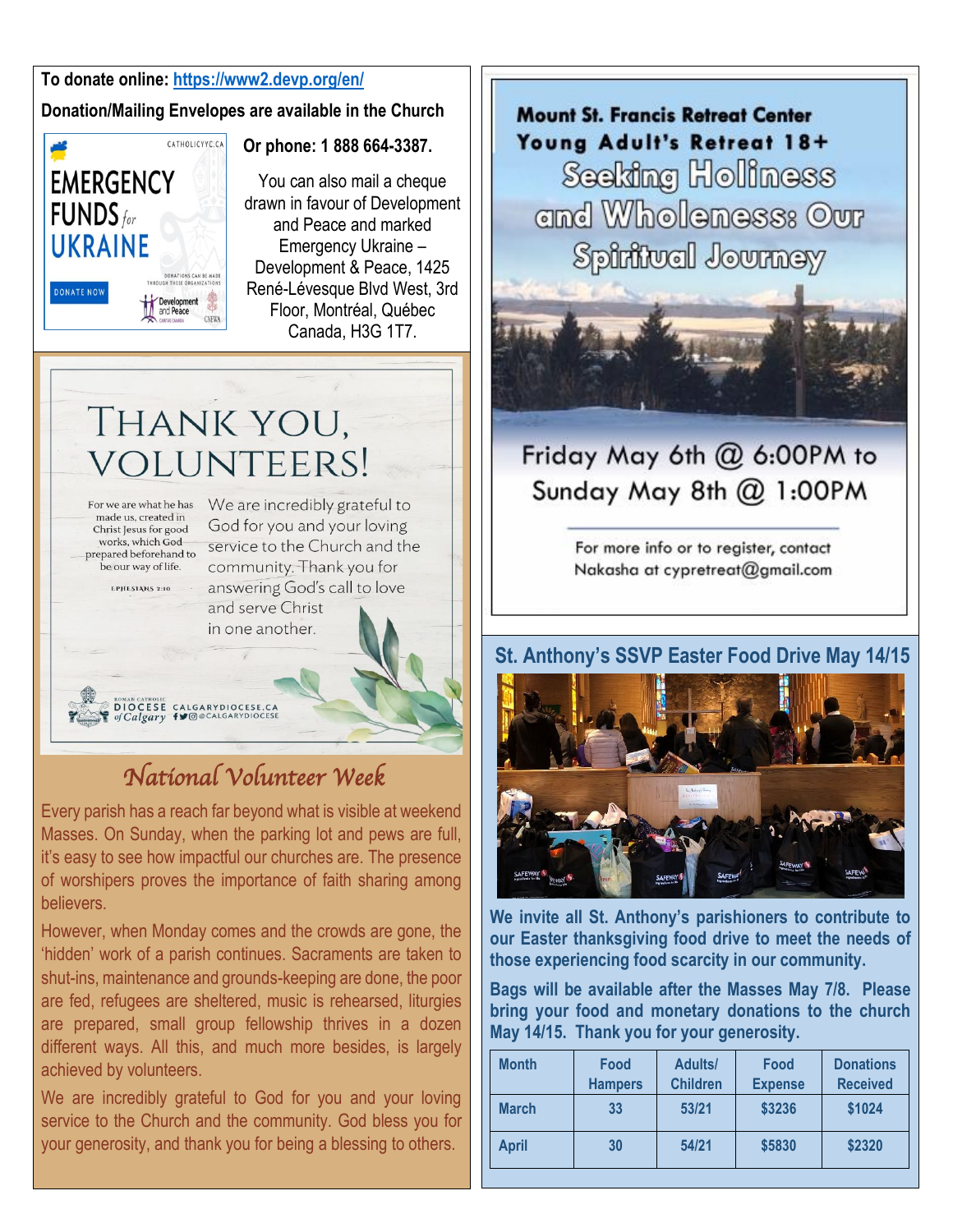**To donate online: https://www2.devp.org/en/**

**Donation/Mailing Envelopes are available in the Church**

EMERGENCY FUNDS for UKRAINE

DONATE NOW

**Or phone: 1 888 664-3387.**

You can also mail a cheque drawn in favour of Development and Peace and marked Emergency Ukraine – Development & Peace, 1425 René-Lévesque Blvd West, 3rd Floor, Montréal, Québec Canada, H3G 1T7.

# THANK YOU, VOLUNTEERS!

For we are what he has made us, created in Christ Jesus for good works, which God prepared beforehand to be our way of life.

EPHESIANS 2:10

We are incredibly grateful to God for you and your loving service to the Church and the community. Thank you for answering God's call to love and serve Christ in one another.

ROMAN CATHOLIC DIOCESE of Calgary CALGARYDIOCESE.CA @CALGARYDIOCESE

## *National Volunteer Week*

Every parish has a reach far beyond what is visible at weekend Masses. On Sunday, when the parking lot and pews are full, it's easy to see how impactful our churches are. The presence of worshipers proves the importance of faith sharing among believers.

However, when Monday comes and the crowds are gone, the 'hidden' work of a parish continues. Sacraments are taken to shut-ins, maintenance and grounds-keeping are done, the poor are fed, refugees are sheltered, music is rehearsed, liturgies are prepared, small group fellowship thrives in a dozen different ways. All this, and much more besides, is largely achieved by volunteers.

We are incredibly grateful to God for you and your loving service to the Church and the community. God bless you for your generosity, and thank you for being a blessing to others.

**Mount St. Francis Retreat Center**
**Young Adult's Retreat 18+**

## Seeking Holiness and Wholeness: Our Spiritual Journey

Friday May 6th @ 6:00PM to Sunday May 8th @ 1:00PM

For more info or to register, contact Nakasha at cypretreat@gmail.com

## St. Anthony's SSVP Easter Food Drive May 14/15

**We invite all St. Anthony's parishioners to contribute to our Easter thanksgiving food drive to meet the needs of those experiencing food scarcity in our community.**

**Bags will be available after the Masses May 7/8. Please bring your food and monetary donations to the church May 14/15. Thank you for your generosity.**

| Month | Food Hampers | Adults/ Children | Food Expense | Donations Received |
|---|---|---|---|---|
| March | 33 | 53/21 | $3236 | $1024 |
| April | 30 | 54/21 | $5830 | $2320 |